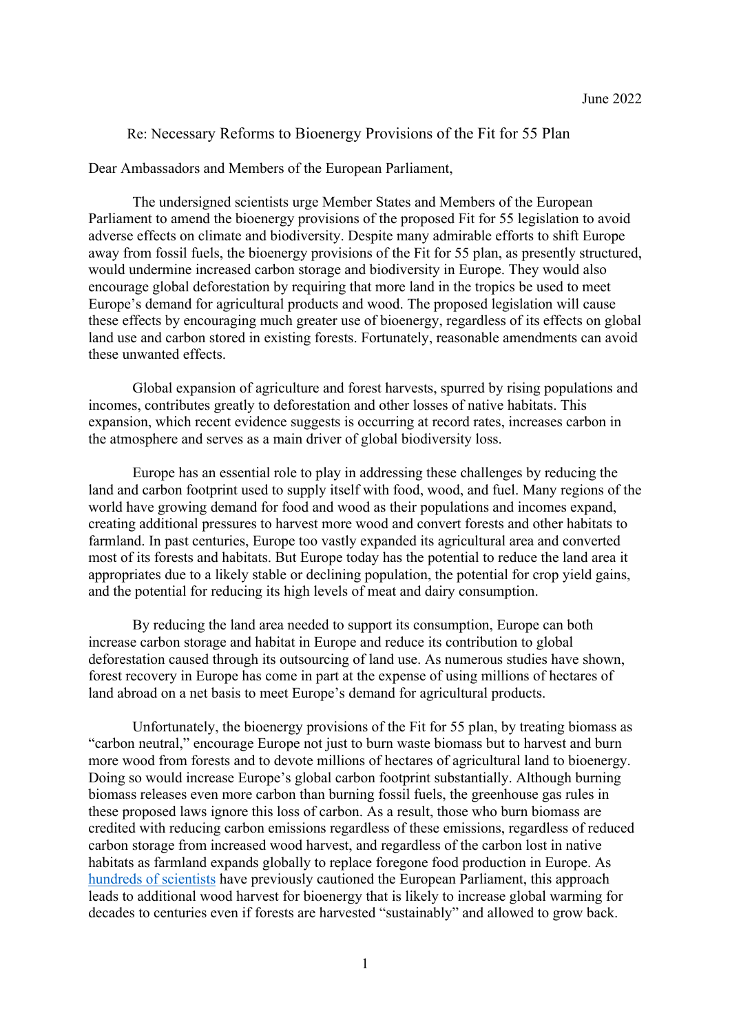June 2022

Re: Necessary Reforms to Bioenergy Provisions of the Fit for 55 Plan

Dear Ambassadors and Members of the European Parliament,

The undersigned scientists urge Member States and Members of the European Parliament to amend the bioenergy provisions of the proposed Fit for 55 legislation to avoid adverse effects on climate and biodiversity. Despite many admirable efforts to shift Europe away from fossil fuels, the bioenergy provisions of the Fit for 55 plan, as presently structured, would undermine increased carbon storage and biodiversity in Europe. They would also encourage global deforestation by requiring that more land in the tropics be used to meet Europe's demand for agricultural products and wood. The proposed legislation will cause these effects by encouraging much greater use of bioenergy, regardless of its effects on global land use and carbon stored in existing forests. Fortunately, reasonable amendments can avoid these unwanted effects.

Global expansion of agriculture and forest harvests, spurred by rising populations and incomes, contributes greatly to deforestation and other losses of native habitats. This expansion, which recent evidence suggests is occurring at record rates, increases carbon in the atmosphere and serves as a main driver of global biodiversity loss.

Europe has an essential role to play in addressing these challenges by reducing the land and carbon footprint used to supply itself with food, wood, and fuel. Many regions of the world have growing demand for food and wood as their populations and incomes expand, creating additional pressures to harvest more wood and convert forests and other habitats to farmland. In past centuries, Europe too vastly expanded its agricultural area and converted most of its forests and habitats. But Europe today has the potential to reduce the land area it appropriates due to a likely stable or declining population, the potential for crop yield gains, and the potential for reducing its high levels of meat and dairy consumption.

By reducing the land area needed to support its consumption, Europe can both increase carbon storage and habitat in Europe and reduce its contribution to global deforestation caused through its outsourcing of land use. As numerous studies have shown, forest recovery in Europe has come in part at the expense of using millions of hectares of land abroad on a net basis to meet Europe's demand for agricultural products.

Unfortunately, the bioenergy provisions of the Fit for 55 plan, by treating biomass as "carbon neutral," encourage Europe not just to burn waste biomass but to harvest and burn more wood from forests and to devote millions of hectares of agricultural land to bioenergy. Doing so would increase Europe's global carbon footprint substantially. Although burning biomass releases even more carbon than burning fossil fuels, the greenhouse gas rules in these proposed laws ignore this loss of carbon. As a result, those who burn biomass are credited with reducing carbon emissions regardless of these emissions, regardless of reduced carbon storage from increased wood harvest, and regardless of the carbon lost in native habitats as farmland expands globally to replace foregone food production in Europe. As hundreds of scientists have previously cautioned the European Parliament, this approach leads to additional wood harvest for bioenergy that is likely to increase global warming for decades to centuries even if forests are harvested "sustainably" and allowed to grow back.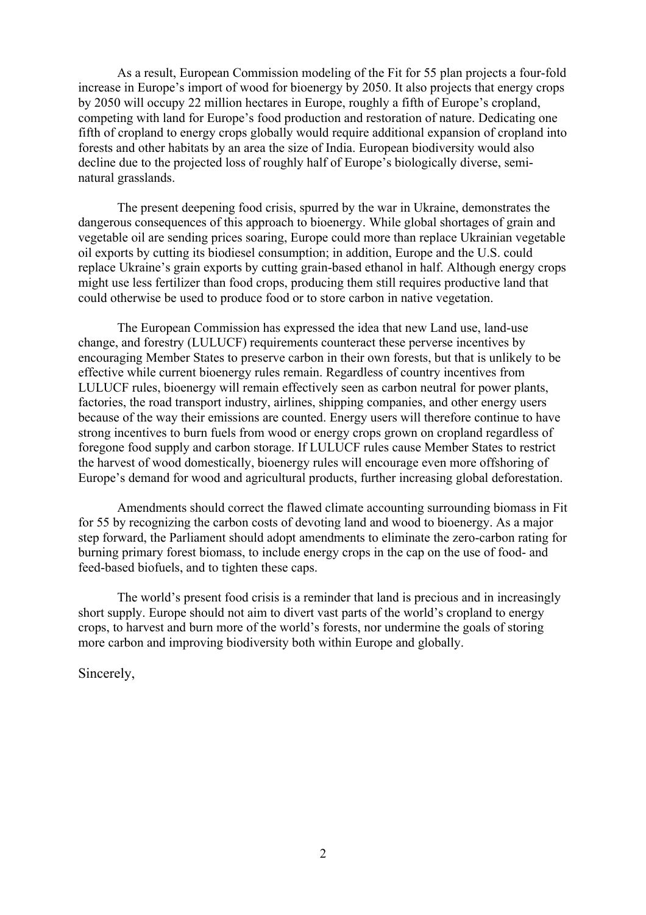As a result, European Commission modeling of the Fit for 55 plan projects a four-fold increase in Europe's import of wood for bioenergy by 2050. It also projects that energy crops by 2050 will occupy 22 million hectares in Europe, roughly a fifth of Europe's cropland, competing with land for Europe's food production and restoration of nature. Dedicating one fifth of cropland to energy crops globally would require additional expansion of cropland into forests and other habitats by an area the size of India. European biodiversity would also decline due to the projected loss of roughly half of Europe's biologically diverse, semi-natural grasslands.

The present deepening food crisis, spurred by the war in Ukraine, demonstrates the dangerous consequences of this approach to bioenergy. While global shortages of grain and vegetable oil are sending prices soaring, Europe could more than replace Ukrainian vegetable oil exports by cutting its biodiesel consumption; in addition, Europe and the U.S. could replace Ukraine's grain exports by cutting grain-based ethanol in half. Although energy crops might use less fertilizer than food crops, producing them still requires productive land that could otherwise be used to produce food or to store carbon in native vegetation.

The European Commission has expressed the idea that new Land use, land-use change, and forestry (LULUCF) requirements counteract these perverse incentives by encouraging Member States to preserve carbon in their own forests, but that is unlikely to be effective while current bioenergy rules remain. Regardless of country incentives from LULUCF rules, bioenergy will remain effectively seen as carbon neutral for power plants, factories, the road transport industry, airlines, shipping companies, and other energy users because of the way their emissions are counted. Energy users will therefore continue to have strong incentives to burn fuels from wood or energy crops grown on cropland regardless of foregone food supply and carbon storage. If LULUCF rules cause Member States to restrict the harvest of wood domestically, bioenergy rules will encourage even more offshoring of Europe's demand for wood and agricultural products, further increasing global deforestation.

Amendments should correct the flawed climate accounting surrounding biomass in Fit for 55 by recognizing the carbon costs of devoting land and wood to bioenergy. As a major step forward, the Parliament should adopt amendments to eliminate the zero-carbon rating for burning primary forest biomass, to include energy crops in the cap on the use of food- and feed-based biofuels, and to tighten these caps.

The world's present food crisis is a reminder that land is precious and in increasingly short supply. Europe should not aim to divert vast parts of the world's cropland to energy crops, to harvest and burn more of the world's forests, nor undermine the goals of storing more carbon and improving biodiversity both within Europe and globally.

Sincerely,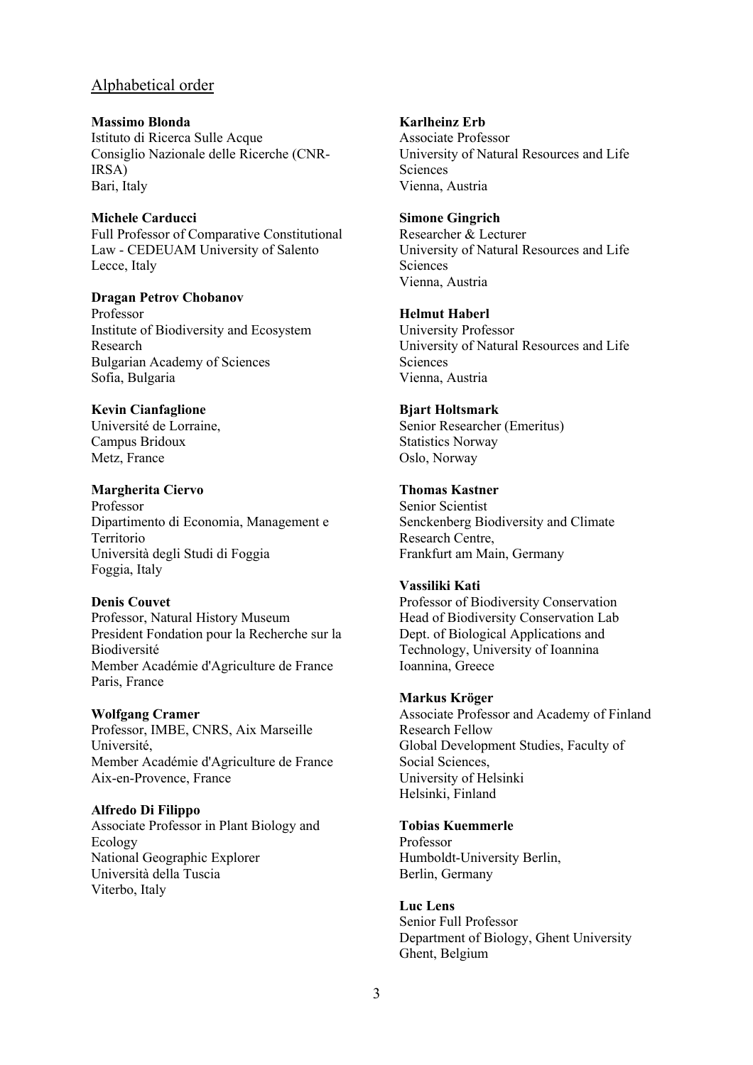## Alphabetical order

**Massimo Blonda**
Istituto di Ricerca Sulle Acque
Consiglio Nazionale delle Ricerche (CNR-IRSA)
Bari, Italy

**Michele Carducci**
Full Professor of Comparative Constitutional Law - CEDEUAM University of Salento
Lecce, Italy

**Dragan Petrov Chobanov**
Professor
Institute of Biodiversity and Ecosystem Research
Bulgarian Academy of Sciences
Sofia, Bulgaria

**Kevin Cianfaglione**
Université de Lorraine,
Campus Bridoux
Metz, France

**Margherita Ciervo**
Professor
Dipartimento di Economia, Management e Territorio
Università degli Studi di Foggia
Foggia, Italy

**Denis Couvet**
Professor, Natural History Museum
President Fondation pour la Recherche sur la Biodiversité
Member Académie d'Agriculture de France
Paris, France

**Wolfgang Cramer**
Professor, IMBE, CNRS, Aix Marseille Université,
Member Académie d'Agriculture de France
Aix-en-Provence, France

**Alfredo Di Filippo**
Associate Professor in Plant Biology and Ecology
National Geographic Explorer
Università della Tuscia
Viterbo, Italy

**Karlheinz Erb**
Associate Professor
University of Natural Resources and Life Sciences
Vienna, Austria

**Simone Gingrich**
Researcher & Lecturer
University of Natural Resources and Life Sciences
Vienna, Austria

**Helmut Haberl**
University Professor
University of Natural Resources and Life Sciences
Vienna, Austria

**Bjart Holtsmark**
Senior Researcher (Emeritus)
Statistics Norway
Oslo, Norway

**Thomas Kastner**
Senior Scientist
Senckenberg Biodiversity and Climate Research Centre,
Frankfurt am Main, Germany

**Vassiliki Kati**
Professor of Biodiversity Conservation
Head of Biodiversity Conservation Lab
Dept. of Biological Applications and Technology, University of Ioannina
Ioannina, Greece

**Markus Kröger**
Associate Professor and Academy of Finland Research Fellow
Global Development Studies, Faculty of Social Sciences,
University of Helsinki
Helsinki, Finland

**Tobias Kuemmerle**
Professor
Humboldt-University Berlin,
Berlin, Germany

**Luc Lens**
Senior Full Professor
Department of Biology, Ghent University
Ghent, Belgium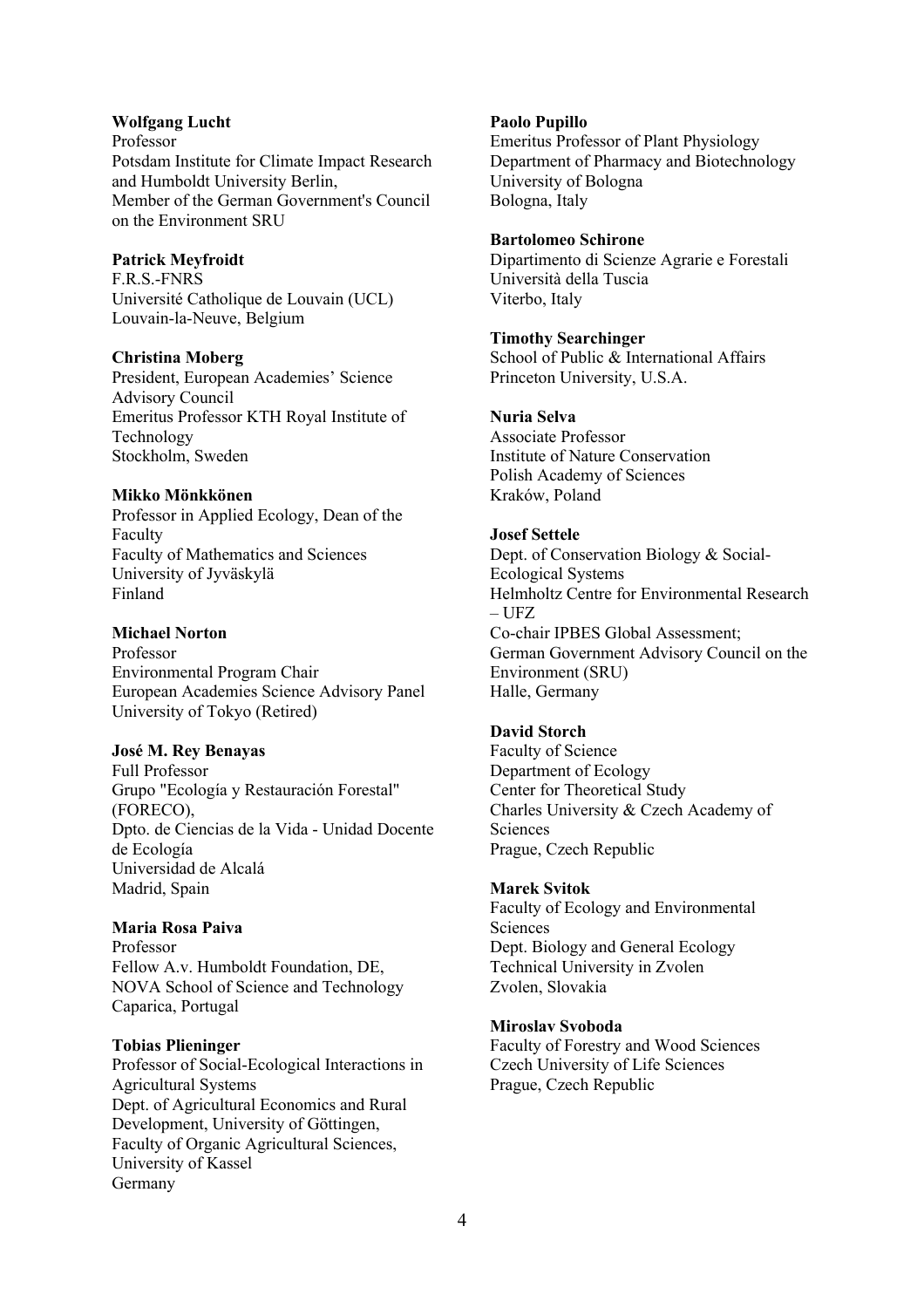**Wolfgang Lucht**
Professor
Potsdam Institute for Climate Impact Research and Humboldt University Berlin,
Member of the German Government's Council on the Environment SRU

**Patrick Meyfroidt**
F.R.S.-FNRS
Université Catholique de Louvain (UCL)
Louvain-la-Neuve, Belgium

**Christina Moberg**
President, European Academies' Science Advisory Council
Emeritus Professor KTH Royal Institute of Technology
Stockholm, Sweden

**Mikko Mönkkönen**
Professor in Applied Ecology, Dean of the Faculty
Faculty of Mathematics and Sciences
University of Jyväskylä
Finland

**Michael Norton**
Professor
Environmental Program Chair
European Academies Science Advisory Panel
University of Tokyo (Retired)

**José M. Rey Benayas**
Full Professor
Grupo "Ecología y Restauración Forestal" (FORECO),
Dpto. de Ciencias de la Vida - Unidad Docente de Ecología
Universidad de Alcalá
Madrid, Spain

**Maria Rosa Paiva**
Professor
Fellow A.v. Humboldt Foundation, DE,
NOVA School of Science and Technology
Caparica, Portugal

**Tobias Plieninger**
Professor of Social-Ecological Interactions in Agricultural Systems
Dept. of Agricultural Economics and Rural Development, University of Göttingen,
Faculty of Organic Agricultural Sciences, University of Kassel
Germany

**Paolo Pupillo**
Emeritus Professor of Plant Physiology
Department of Pharmacy and Biotechnology
University of Bologna
Bologna, Italy

**Bartolomeo Schirone**
Dipartimento di Scienze Agrarie e Forestali
Università della Tuscia
Viterbo, Italy

**Timothy Searchinger**
School of Public & International Affairs
Princeton University, U.S.A.

**Nuria Selva**
Associate Professor
Institute of Nature Conservation
Polish Academy of Sciences
Kraków, Poland

**Josef Settele**
Dept. of Conservation Biology & Social-Ecological Systems
Helmholtz Centre for Environmental Research – UFZ
Co-chair IPBES Global Assessment;
German Government Advisory Council on the Environment (SRU)
Halle, Germany

**David Storch**
Faculty of Science
Department of Ecology
Center for Theoretical Study
Charles University & Czech Academy of Sciences
Prague, Czech Republic

**Marek Svitok**
Faculty of Ecology and Environmental Sciences
Dept. Biology and General Ecology
Technical University in Zvolen
Zvolen, Slovakia

**Miroslav Svoboda**
Faculty of Forestry and Wood Sciences
Czech University of Life Sciences
Prague, Czech Republic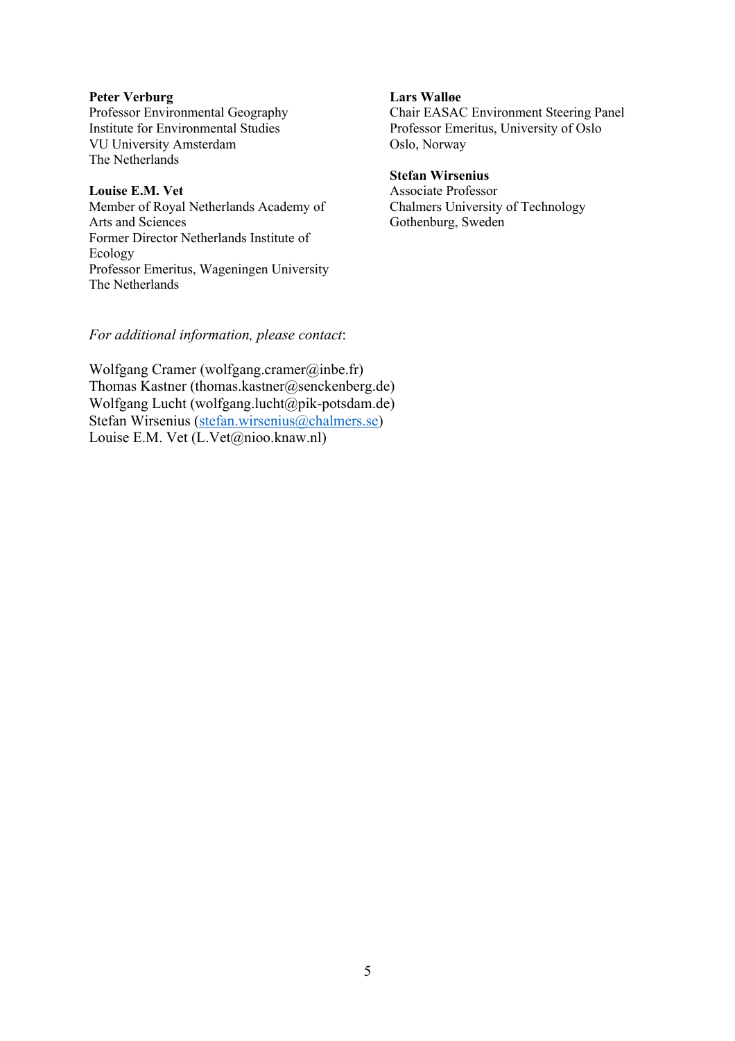**Peter Verburg**
Professor Environmental Geography
Institute for Environmental Studies
VU University Amsterdam
The Netherlands

**Louise E.M. Vet**
Member of Royal Netherlands Academy of Arts and Sciences
Former Director Netherlands Institute of Ecology
Professor Emeritus, Wageningen University
The Netherlands

**Lars Walløe**
Chair EASAC Environment Steering Panel
Professor Emeritus, University of Oslo
Oslo, Norway

**Stefan Wirsenius**
Associate Professor
Chalmers University of Technology
Gothenburg, Sweden

*For additional information, please contact*:

Wolfgang Cramer (wolfgang.cramer@inbe.fr)
Thomas Kastner (thomas.kastner@senckenberg.de)
Wolfgang Lucht (wolfgang.lucht@pik-potsdam.de)
Stefan Wirsenius (stefan.wirsenius@chalmers.se)
Louise E.M. Vet (L.Vet@nioo.knaw.nl)